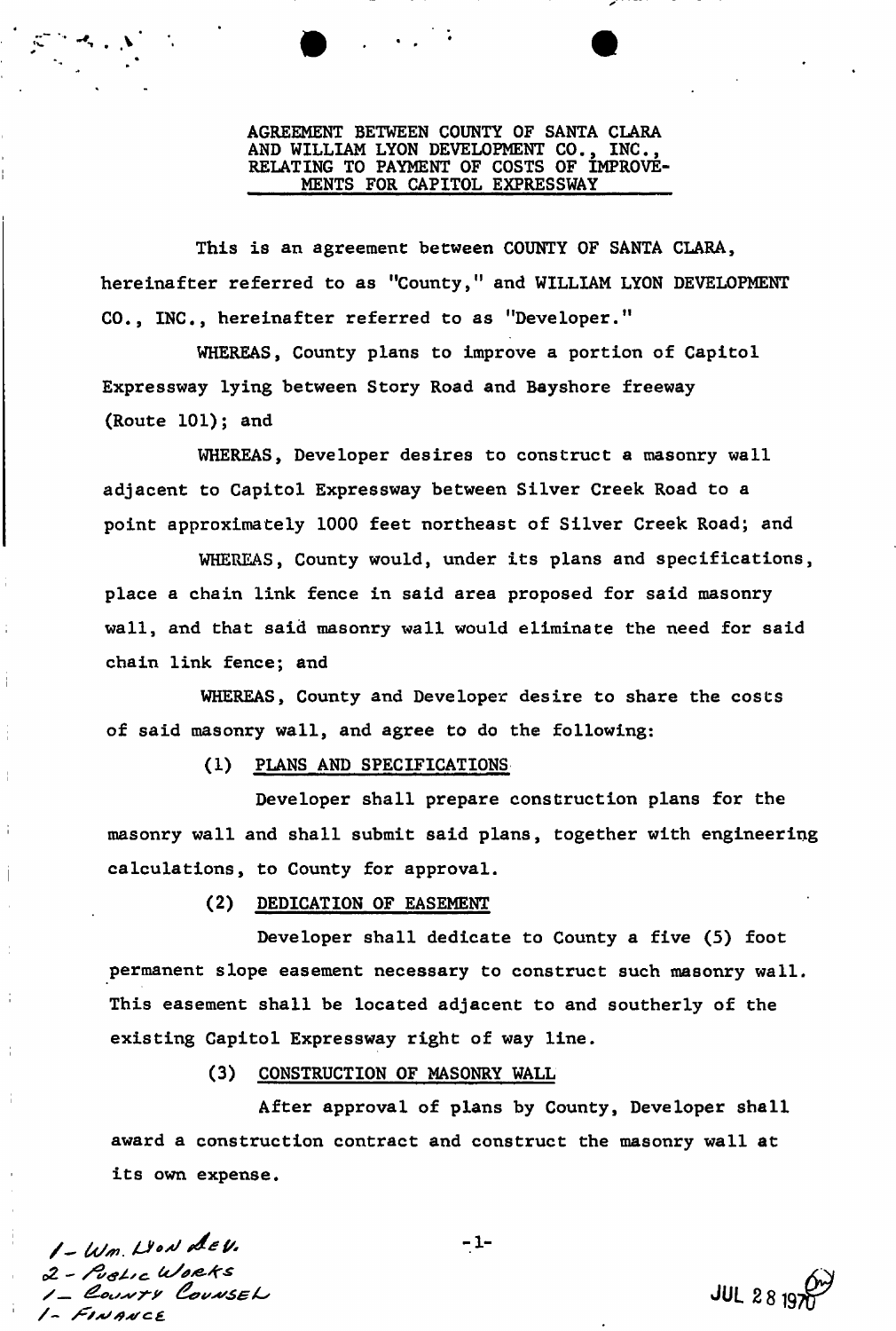**AGREEMENT BETWEEN COUNTY OF SANTA CLARA AND WILLIAM LYON DEVELOPMENT CO., INC., RELATING TO PAYMENT OF COSTS OF IMPROVEMENTS FOR CAPITOL EXPRESSWAY**

This is an agreement between COUNTY OF SANTA CLARA, hereinafter referred to as "County," and WILLIAM LYON DEVELOPMENT CO., INC., hereinafter referred to as "Developer."

WHEREAS, County plans to improve a portion of Capitol Expressway lying between Story Road and Bayshore freeway (Route 101); and

WHEREAS, Developer desires to construct a masonry wall adjacent to Capitol Expressway between Silver Creek Road to a point approximately 1000 feet northeast of Silver Creek Road; and

WHEREAS, County would, under its plans and specifications, place a chain link fence in said area proposed for said masonry wall, and that said masonry wall would eliminate the need for said chain link fence; and

WHEREAS, County and Developer desire to share the costs of said masonry wall, and agree to do the following:

(1) PLANS AND SPECIFICATIONS

Developer shall prepare construction plans for the masonry wall and shall submit said plans, together with engineering calculations, to County for approval.

(2) DEDICATION OF EASEMENT

Developer shall dedicate to County a five (5) foot permanent slope easement necessary to construct such masonry wall. This easement shall be located adjacent to and southerly of the existing Capitol Expressway right of way line.

(3) CONSTRUCTION OF MASONRY WALL

After approval of plans by County, Developer shall award a construction contract and construct the masonry wall at its own expense.

1 - Wm. Lyon Dev.
2 - Public Works
1 - County Counsel
1 - Finance

JUL 28 1970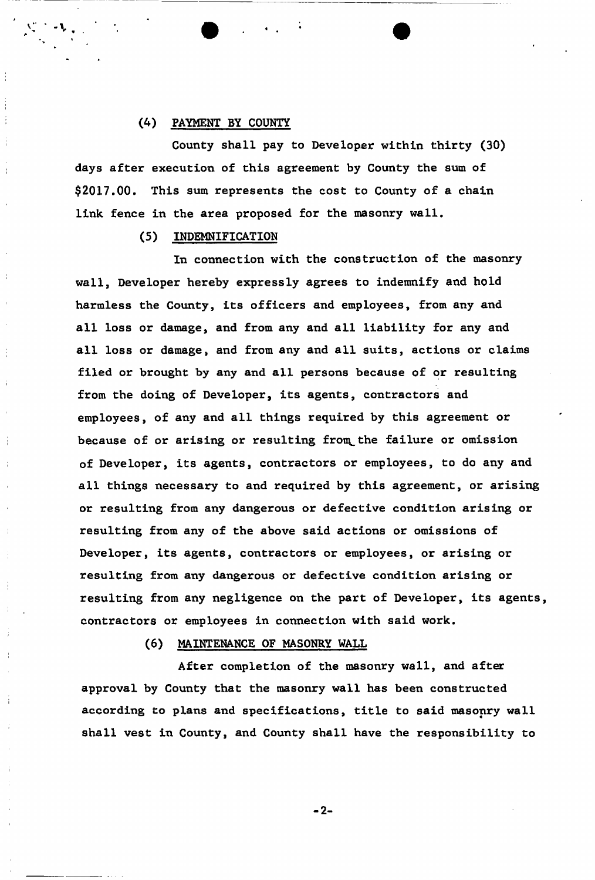(4) PAYMENT BY COUNTY

County shall pay to Developer within thirty (30) days after execution of this agreement by County the sum of $2017.00. This sum represents the cost to County of a chain link fence in the area proposed for the masonry wall.

(5) INDEMNIFICATION

In connection with the construction of the masonry wall, Developer hereby expressly agrees to indemnify and hold harmless the County, its officers and employees, from any and all loss or damage, and from any and all liability for any and all loss or damage, and from any and all suits, actions or claims filed or brought by any and all persons because of or resulting from the doing of Developer, its agents, contractors and employees, of any and all things required by this agreement or because of or arising or resulting from the failure or omission of Developer, its agents, contractors or employees, to do any and all things necessary to and required by this agreement, or arising or resulting from any dangerous or defective condition arising or resulting from any of the above said actions or omissions of Developer, its agents, contractors or employees, or arising or resulting from any dangerous or defective condition arising or resulting from any negligence on the part of Developer, its agents, contractors or employees in connection with said work.

(6) MAINTENANCE OF MASONRY WALL

After completion of the masonry wall, and after approval by County that the masonry wall has been constructed according to plans and specifications, title to said masonry wall shall vest in County, and County shall have the responsibility to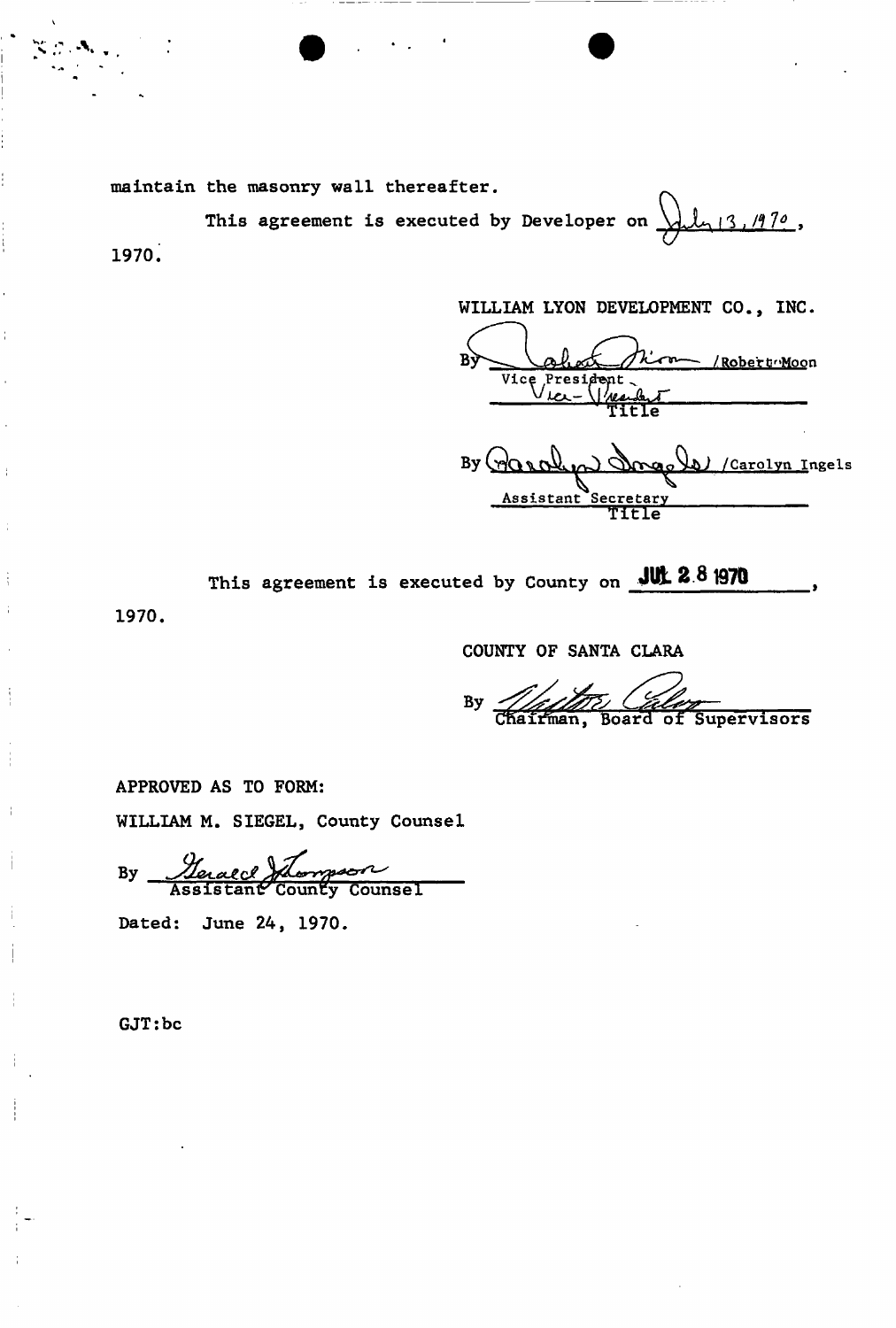maintain the masonry wall thereafter.

This agreement is executed by Developer on July 13, 1970, 1970.

WILLIAM LYON DEVELOPMENT CO., INC.

By _________________ /Robert Moon
Vice President
Title

By _________________ /Carolyn Ingels
Assistant Secretary
Title

This agreement is executed by County on JUL 28 1970, 1970.

COUNTY OF SANTA CLARA

By _________________
Chairman, Board of Supervisors

APPROVED AS TO FORM:

WILLIAM M. SIEGEL, County Counsel

By _________________
Assistant County Counsel

Dated: June 24, 1970.

GJT:bc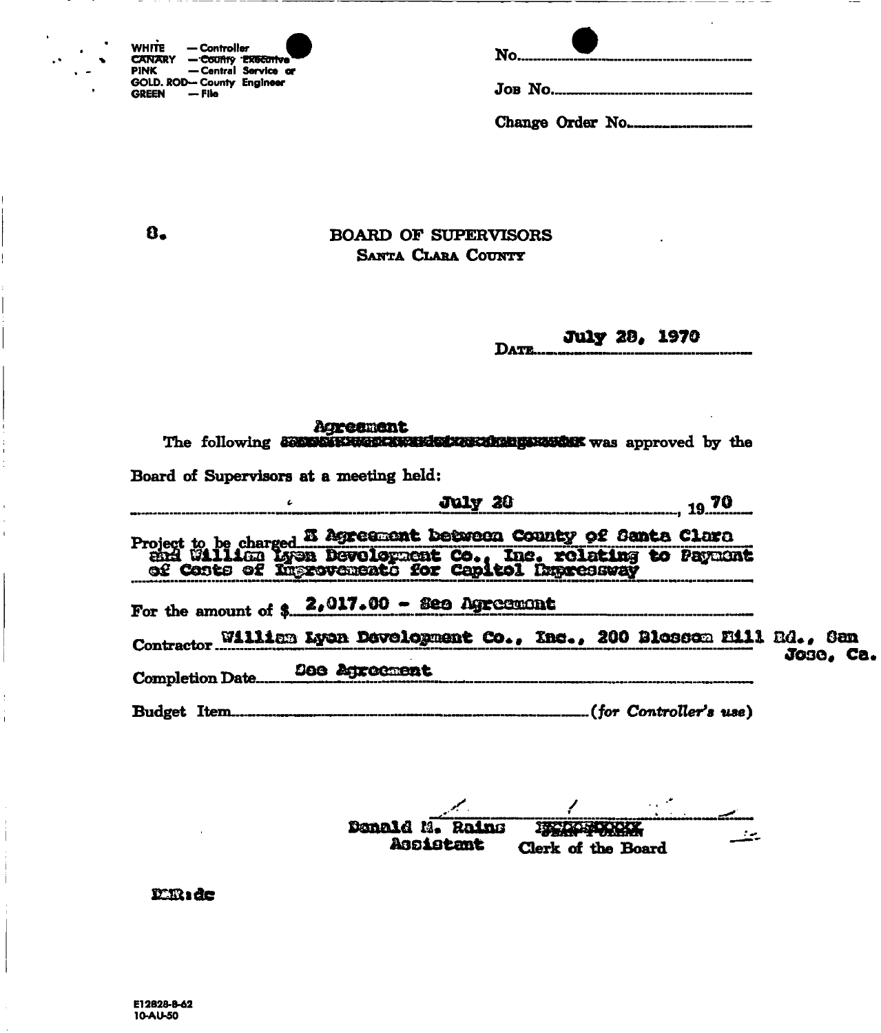WHITE — Controller
CANARY — County Executive
PINK — Central Service or
GOLD. ROD— County Engineer
GREEN — File

No.

Job No.

Change Order No.

8.

# BOARD OF SUPERVISORS
## SANTA CLARA COUNTY

DATE July 28, 1970

The following Agreement was approved by the Board of Supervisors at a meeting held:

July 20, 1970

Project to be charged: X Agreement between County of Santa Clara and William Lyon Development Co., Inc. relating to Payment of Costs of Improvements for Capitol Expressway

For the amount of $ 2,017.00 - See Agreement

Contractor: William Lyon Development Co., Inc., 200 Blossom Hill Rd., San Jose, Ca.

Completion Date: See Agreement

Budget Item .................... (*for Controller's use*)

Donald M. Rains
Assistant
Clerk of the Board

DMR:dc

E12828-8-62
10-AU-50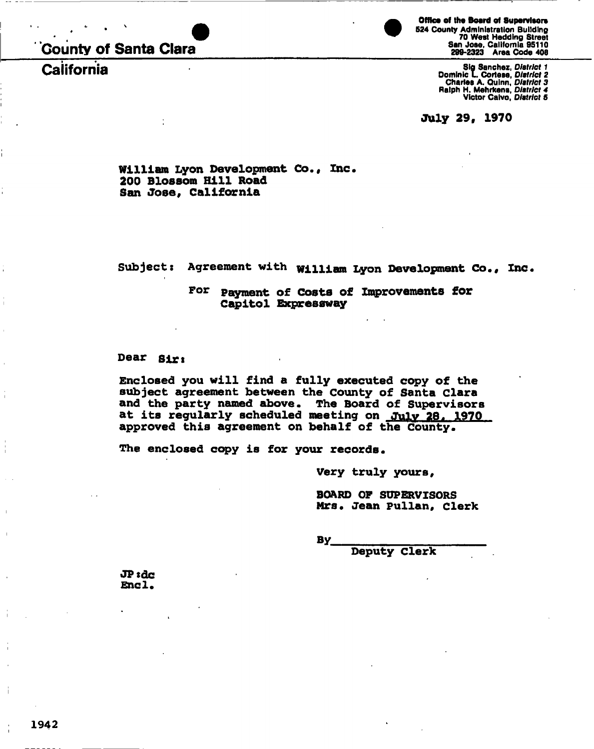# County of Santa Clara

**California**

**Office of the Board of Supervisors**
524 County Administration Building
70 West Hedding Street
San Jose, California 95110
299-2323 Area Code 408

Sig Sanchez, *District 1*
Dominic L. Cortese, *District 2*
Charles A. Quinn, *District 3*
Ralph H. Mehrkens, *District 4*
Victor Calvo, *District 5*

July 29, 1970

William Lyon Development Co., Inc.
200 Blossom Hill Road
San Jose, California

Subject: Agreement with William Lyon Development Co., Inc.
For Payment of Costs of Improvements for Capitol Expressway

Dear Sir:

Enclosed you will find a fully executed copy of the subject agreement between the County of Santa Clara and the party named above. The Board of Supervisors at its regularly scheduled meeting on July 28, 1970 approved this agreement on behalf of the County.

The enclosed copy is for your records.

Very truly yours,

BOARD OF SUPERVISORS
Mrs. Jean Pullan, Clerk

By\_\_\_\_\_\_\_\_\_\_\_\_\_\_\_\_\_\_\_\_
Deputy Clerk

JP:dc
Encl.

1942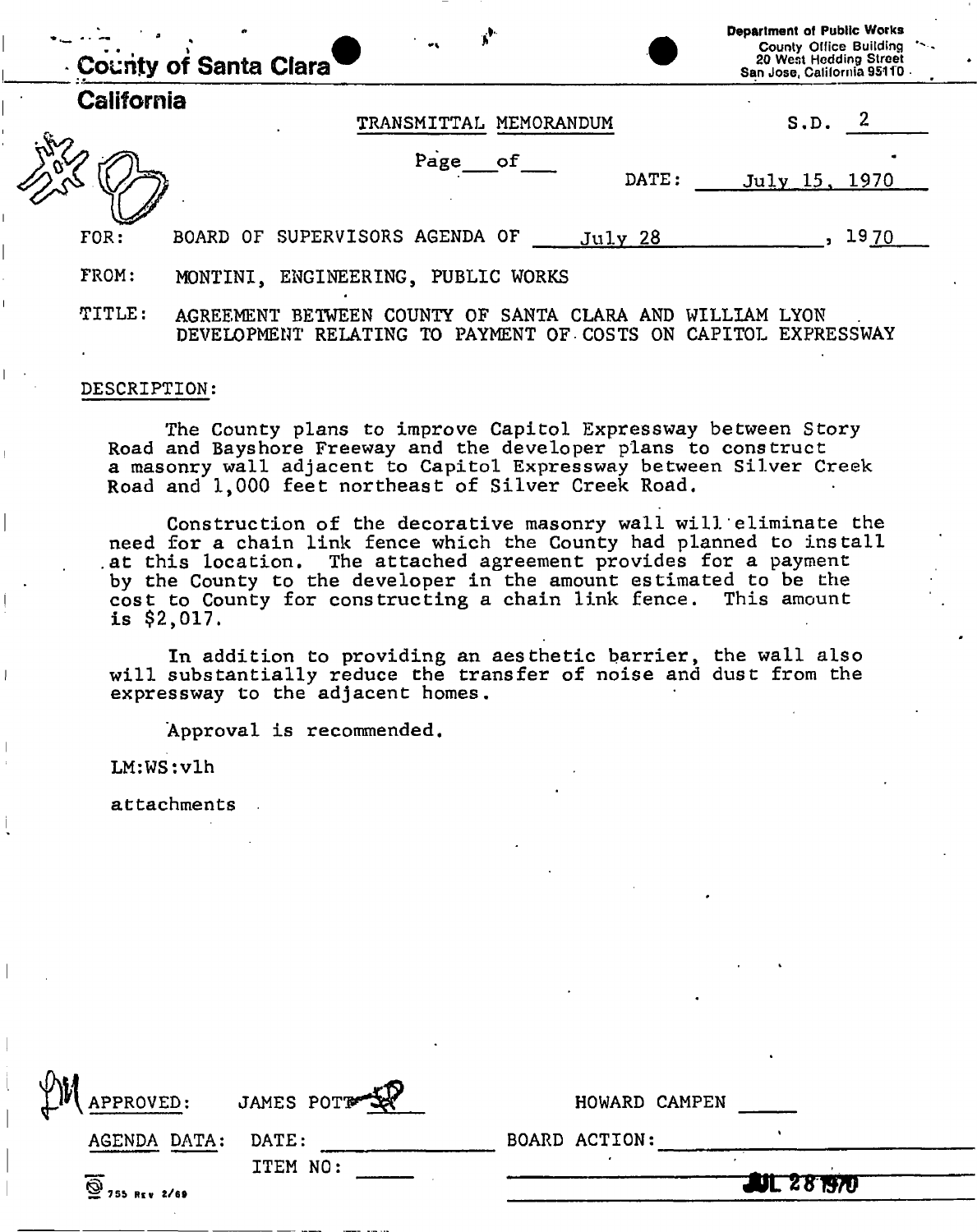County of Santa Clara

Department of Public Works
County Office Building
20 West Hedding Street
San Jose, California 95110

**California**

TRANSMITTAL MEMORANDUM

S.D. 2

Page \_\_\_ of \_\_\_

DATE: July 15, 1970

FOR: BOARD OF SUPERVISORS AGENDA OF July 28, 1970

FROM: MONTINI, ENGINEERING, PUBLIC WORKS

TITLE: AGREEMENT BETWEEN COUNTY OF SANTA CLARA AND WILLIAM LYON DEVELOPMENT RELATING TO PAYMENT OF COSTS ON CAPITOL EXPRESSWAY

DESCRIPTION:

The County plans to improve Capitol Expressway between Story Road and Bayshore Freeway and the developer plans to construct a masonry wall adjacent to Capitol Expressway between Silver Creek Road and 1,000 feet northeast of Silver Creek Road.

Construction of the decorative masonry wall will eliminate the need for a chain link fence which the County had planned to install at this location. The attached agreement provides for a payment by the County to the developer in the amount estimated to be the cost to County for constructing a chain link fence. This amount is $2,017.

In addition to providing an aesthetic barrier, the wall also will substantially reduce the transfer of noise and dust from the expressway to the adjacent homes.

Approval is recommended.

LM:WS:vlh

attachments

APPROVED: JAMES POTT HOWARD CAMPEN

AGENDA DATA: DATE: \_\_\_\_\_ BOARD ACTION: \_\_\_\_\_

ITEM NO: \_\_\_\_\_

JUL 28 1970

755 REV 2/69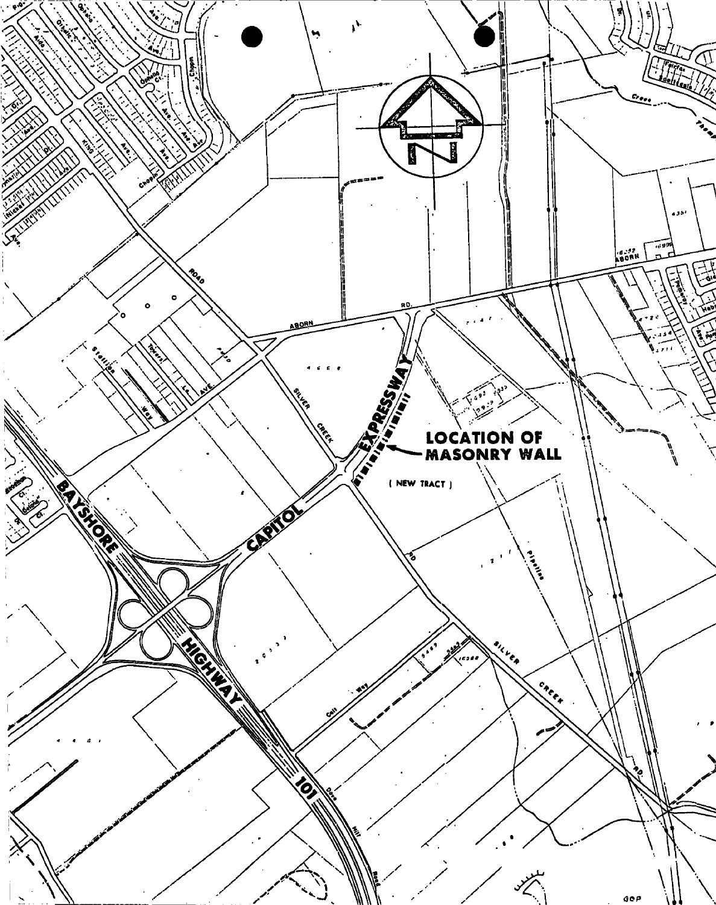LOCATION OF MASONRY WALL

( NEW TRACT )

ABORN RD.

ROAD

SILVER CREEK

EXPRESSWAY

CAPITOL

BAYSHORE

HIGHWAY

101

SILVER CREEK RD.